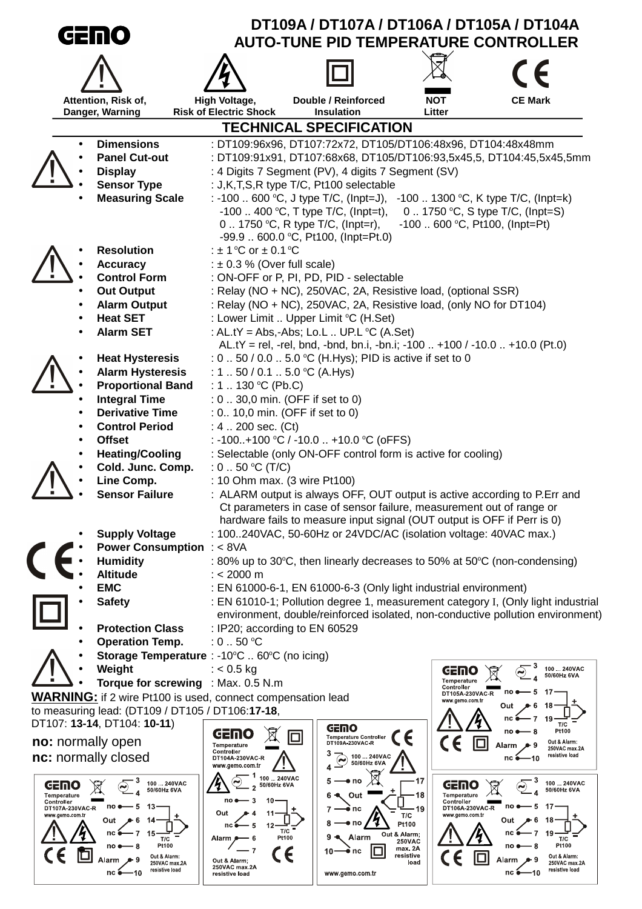# DT109A / DT107A / DT106A / DT105A / DT104A
# AUTO-TUNE PID TEMPERATURE CONTROLLER

GEMO

Attention, Risk of, Danger, Warning | High Voltage, Risk of Electric Shock | Double / Reinforced Insulation | NOT Litter | CE Mark

## TECHNICAL SPECIFICATION

- **Dimensions** : DT109:96x96, DT107:72x72, DT105/DT106:48x96, DT104:48x48mm
- **Panel Cut-out** : DT109:91x91, DT107:68x68, DT105/DT106:93,5x45,5, DT104:45,5x45,5mm
- **Display** : 4 Digits 7 Segment (PV), 4 digits 7 Segment (SV)
- **Sensor Type** : J,K,T,S,R type T/C, Pt100 selectable
- **Measuring Scale** : -100 .. 600 °C, J type T/C, (Inpt=J), -100 .. 1300 °C, K type T/C, (Inpt=k)
  -100 .. 400 °C, T type T/C, (Inpt=t), 0 .. 1750 °C, S type T/C, (Inpt=S)
  0 .. 1750 °C, R type T/C, (Inpt=r), -100 .. 600 °C, Pt100, (Inpt=Pt)
  -99.9 .. 600.0 °C, Pt100, (Inpt=Pt.0)
- **Resolution** : ± 1 °C or ± 0.1 °C
- **Accuracy** : ± 0.3 % (Over full scale)
- **Control Form** : ON-OFF or P, PI, PD, PID - selectable
- **Out Output** : Relay (NO + NC), 250VAC, 2A, Resistive load, (optional SSR)
- **Alarm Output** : Relay (NO + NC), 250VAC, 2A, Resistive load, (only NO for DT104)
- **Heat SET** : Lower Limit .. Upper Limit °C (H.Set)
- **Alarm SET** : AL.tY = Abs,-Abs; Lo.L .. UP.L °C (A.Set)
  AL.tY = rel, -rel, bnd, -bnd, bn.i, -bn.i; -100 .. +100 / -10.0 .. +10.0 (Pt.0)
- **Heat Hysteresis** : 0 .. 50 / 0.0 .. 5.0 °C (H.Hys); PID is active if set to 0
- **Alarm Hysteresis** : 1 .. 50 / 0.1 .. 5.0 °C (A.Hys)
- **Proportional Band** : 1 .. 130 °C (Pb.C)
- **Integral Time** : 0 .. 30,0 min. (OFF if set to 0)
- **Derivative Time** : 0.. 10,0 min. (OFF if set to 0)
- **Control Period** : 4 .. 200 sec. (Ct)
- **Offset** : -100..+100 °C / -10.0 .. +10.0 °C (oFFS)
- **Heating/Cooling** : Selectable (only ON-OFF control form is active for cooling)
- **Cold. Junc. Comp.** : 0 .. 50 °C (T/C)
- **Line Comp.** : 10 Ohm max. (3 wire Pt100)
- **Sensor Failure** : ALARM output is always OFF, OUT output is active according to P.Err and Ct parameters in case of sensor failure, measurement out of range or hardware fails to measure input signal (OUT output is OFF if Perr is 0)
- **Supply Voltage** : 100..240VAC, 50-60Hz or 24VDC/AC (isolation voltage: 40VAC max.)
- **Power Consumption** : < 8VA
- **Humidity** : 80% up to 30°C, then linearly decreases to 50% at 50°C (non-condensing)
- **Altitude** : < 2000 m
- **EMC** : EN 61000-6-1, EN 61000-6-3 (Only light industrial environment)
- **Safety** : EN 61010-1; Pollution degree 1, measurement category I, (Only light industrial environment, double/reinforced isolated, non-conductive pollution environment)
- **Protection Class** : IP20; according to EN 60529
- **Operation Temp.** : 0 .. 50 °C
- **Storage Temperature** : -10°C .. 60°C (no icing)
- **Weight** : < 0.5 kg
- **Torque for screwing** : Max. 0.5 N.m

**WARNING:** if 2 wire Pt100 is used, connect compensation lead to measuring lead: (DT109 / DT105 / DT106:**17-18**, DT107: **13-14**, DT104: **10-11**)

**no:** normally open
**nc:** normally closed

**DT105A-230VAC-R** (Temperature Controller, www.gemo.com.tr): 3-4: 100 ... 240VAC 50/60Hz 6VA; Out: no 5, 6, nc 7; Alarm: no 8, 9, nc 10; T/C / Pt100: 17, 18 (+), 19 (-); Out & Alarm: 250VAC max.2A resistive load

**DT104A-230VAC-R** (Temperature Controller, www.gemo.com.tr): 1-2: 100 ... 240VAC 50/60Hz 6VA; Out: no 3, 4, nc 5; Alarm: 6, 7; T/C / Pt100: 10, 11 (+), 12 (-); Out & Alarm: 250VAC max.2A resistive load

**DT109A-230VAC-R** (Temperature Controller, www.gemo.com.tr): 3-4: 100 ... 240VAC 50/60Hz 6VA; Out: no 5, 6, nc 7; Alarm: no 8, 9, nc 10; T/C / Pt100: 17, 18 (+), 19 (-); Out & Alarm: 250VAC max. 2A resistive load

**DT107A-230VAC-R** (Temperature Controller, www.gemo.com.tr): 3-4: 100 ... 240VAC 50/60Hz 6VA; Out: no 5, 6, nc 7; Alarm: no 8, 9, nc 10; T/C / Pt100: 13, 14 (+), 15 (-); Out & Alarm: 250VAC max.2A resistive load

**DT106A-230VAC-R** (Temperature Controller, www.gemo.com.tr): 3-4: 100 ... 240VAC 50/60Hz 6VA; Out: no 5, 6, nc 7; Alarm: no 8, 9, nc 10; T/C / Pt100: 17, 18 (+), 19 (-); Out & Alarm: 250VAC max.2A resistive load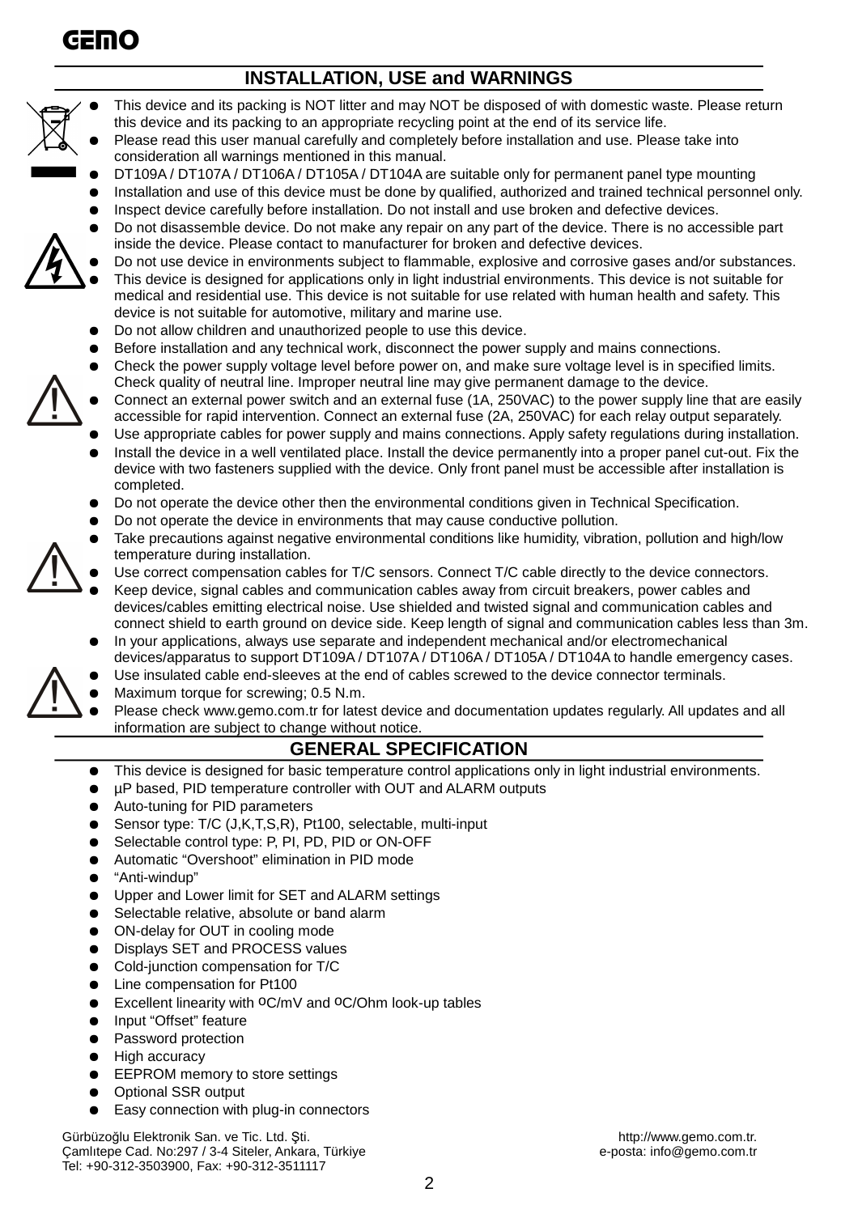## INSTALLATION, USE and WARNINGS

- This device and its packing is NOT litter and may NOT be disposed of with domestic waste. Please return this device and its packing to an appropriate recycling point at the end of its service life.
- Please read this user manual carefully and completely before installation and use. Please take into consideration all warnings mentioned in this manual.
- DT109A / DT107A / DT106A / DT105A / DT104A are suitable only for permanent panel type mounting
- Installation and use of this device must be done by qualified, authorized and trained technical personnel only.
- Inspect device carefully before installation. Do not install and use broken and defective devices.
- Do not disassemble device. Do not make any repair on any part of the device. There is no accessible part inside the device. Please contact to manufacturer for broken and defective devices.
- Do not use device in environments subject to flammable, explosive and corrosive gases and/or substances.
- This device is designed for applications only in light industrial environments. This device is not suitable for medical and residential use. This device is not suitable for use related with human health and safety. This device is not suitable for automotive, military and marine use.
- Do not allow children and unauthorized people to use this device.
- Before installation and any technical work, disconnect the power supply and mains connections.
- Check the power supply voltage level before power on, and make sure voltage level is in specified limits. Check quality of neutral line. Improper neutral line may give permanent damage to the device.
- Connect an external power switch and an external fuse (1A, 250VAC) to the power supply line that are easily accessible for rapid intervention. Connect an external fuse (2A, 250VAC) for each relay output separately.
- Use appropriate cables for power supply and mains connections. Apply safety regulations during installation.
- Install the device in a well ventilated place. Install the device permanently into a proper panel cut-out. Fix the device with two fasteners supplied with the device. Only front panel must be accessible after installation is completed.
- Do not operate the device other then the environmental conditions given in Technical Specification.
- Do not operate the device in environments that may cause conductive pollution.
- Take precautions against negative environmental conditions like humidity, vibration, pollution and high/low temperature during installation.
- Use correct compensation cables for T/C sensors. Connect T/C cable directly to the device connectors.
- Keep device, signal cables and communication cables away from circuit breakers, power cables and devices/cables emitting electrical noise. Use shielded and twisted signal and communication cables and connect shield to earth ground on device side. Keep length of signal and communication cables less than 3m.
- In your applications, always use separate and independent mechanical and/or electromechanical devices/apparatus to support DT109A / DT107A / DT106A / DT105A / DT104A to handle emergency cases.
- Use insulated cable end-sleeves at the end of cables screwed to the device connector terminals.
- Maximum torque for screwing; 0.5 N.m.
- Please check www.gemo.com.tr for latest device and documentation updates regularly. All updates and all information are subject to change without notice.

## GENERAL SPECIFICATION

- This device is designed for basic temperature control applications only in light industrial environments.
- µP based, PID temperature controller with OUT and ALARM outputs
- Auto-tuning for PID parameters
- Sensor type: T/C (J,K,T,S,R), Pt100, selectable, multi-input
- Selectable control type: P, PI, PD, PID or ON-OFF
- Automatic "Overshoot" elimination in PID mode
- "Anti-windup"
- Upper and Lower limit for SET and ALARM settings
- Selectable relative, absolute or band alarm
- ON-delay for OUT in cooling mode
- Displays SET and PROCESS values
- Cold-junction compensation for T/C
- Line compensation for Pt100
- Excellent linearity with ºC/mV and ºC/Ohm look-up tables
- Input "Offset" feature
- Password protection
- High accuracy
- EEPROM memory to store settings
- Optional SSR output
- Easy connection with plug-in connectors

Gürbüzoğlu Elektronik San. ve Tic. Ltd. Şti.
Çamlıtepe Cad. No:297 / 3-4 Siteler, Ankara, Türkiye
Tel: +90-312-3503900, Fax: +90-312-3511117

http://www.gemo.com.tr.
e-posta: info@gemo.com.tr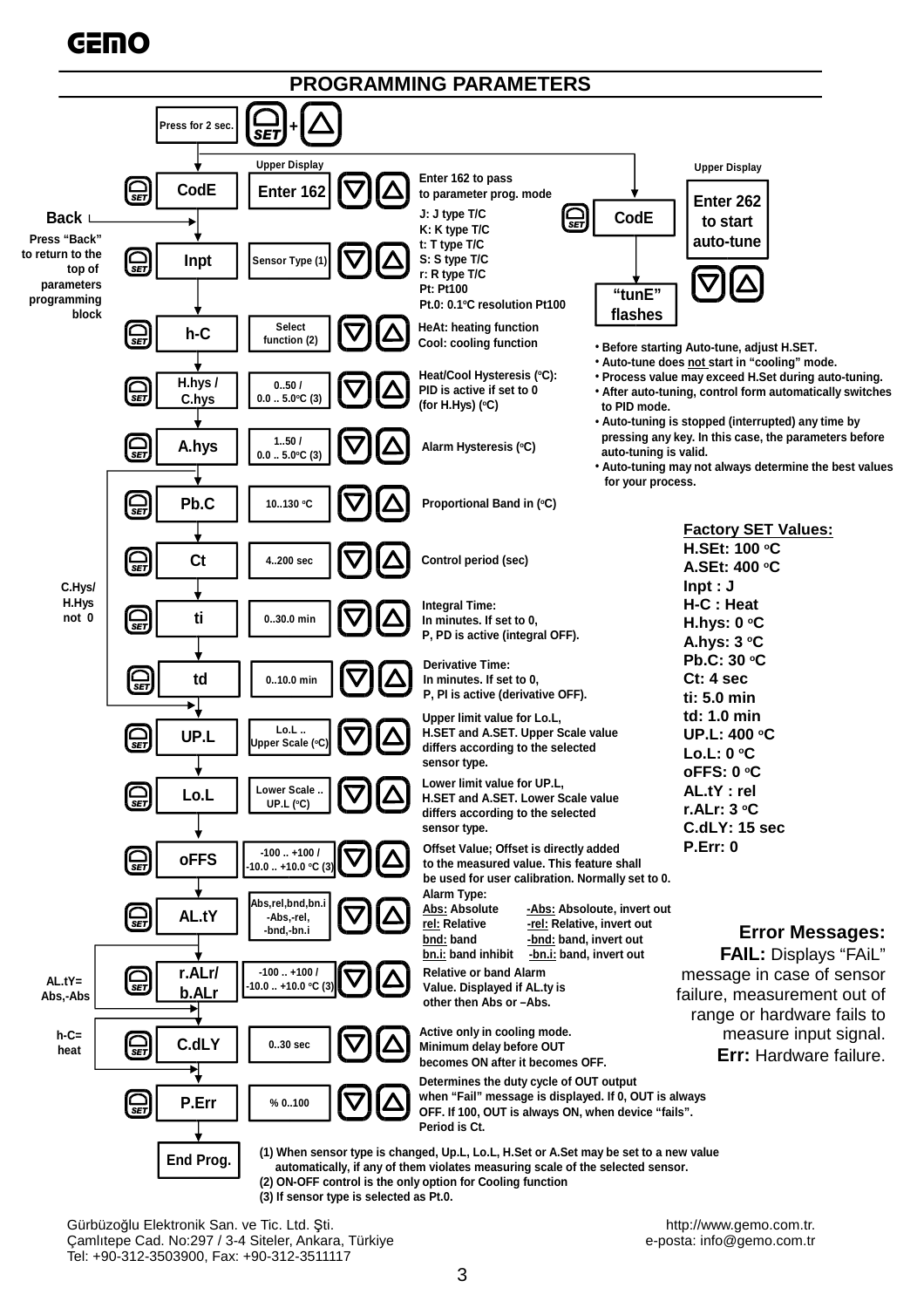# PROGRAMMING PARAMETERS

Press for 2 sec. SET + ▲

| Parameter | Upper Display | Description |
|---|---|---|
| CodE | Enter 162 | Enter 162 to pass to parameter prog. mode |
| Inpt | Sensor Type (1) | J: J type T/C<br>K: K type T/C<br>t: T type T/C<br>S: S type T/C<br>r: R type T/C<br>Pt: Pt100<br>Pt.0: 0.1°C resolution Pt100 |
| h-C | Select function (2) | HeAt: heating function<br>Cool: cooling function |
| H.hys / C.hys | 0..50 / 0.0 .. 5.0°C (3) | Heat/Cool Hysteresis (°C): PID is active if set to 0 (for H.Hys) (°C) |
| A.hys | 1..50 / 0.0 .. 5.0°C (3) | Alarm Hysteresis (°C) |
| Pb.C | 10..130 °C | Proportional Band in (°C) |
| Ct | 4..200 sec | Control period (sec) |
| ti | 0..30.0 min | Integral Time: In minutes. If set to 0, P, PD is active (integral OFF). |
| td | 0..10.0 min | Derivative Time: In minutes. If set to 0, P, PI is active (derivative OFF). |
| UP.L | Lo.L .. Upper Scale (°C) | Upper limit value for Lo.L, H.SET and A.SET. Upper Scale value differs according to the selected sensor type. |
| Lo.L | Lower Scale .. UP.L (°C) | Lower limit value for UP.L, H.SET and A.SET. Lower Scale value differs according to the selected sensor type. |
| oFFS | -100 .. +100 / -10.0 .. +10.0 °C (3) | Offset Value; Offset is directly added to the measured value. This feature shall be used for user calibration. Normally set to 0. |
| AL.tY | Abs,rel,bnd,bn.i -Abs,-rel, -bnd,-bn.i | Alarm Type:<br>Abs: Absolute / -Abs: Absoloute, invert out<br>rel: Relative / -rel: Relative, invert out<br>bnd: band / -bnd: band, invert out<br>bn.i: band inhibit / -bn.i: band, invert out |
| r.ALr/ b.ALr | -100 .. +100 / -10.0 .. +10.0 °C (3) | Relative or band Alarm Value. Displayed if AL.ty is other then Abs or –Abs. |
| C.dLY | 0..30 sec | Active only in cooling mode. Minimum delay before OUT becomes ON after it becomes OFF. |
| P.Err | % 0..100 | Determines the duty cycle of OUT output when "Fail" message is displayed. If 0, OUT is always OFF. If 100, OUT is always ON, when device "fails". Period is Ct. |
| End Prog. | | |

**Back** — Press "Back" to return to the top of parameters programming block

C.Hys/H.Hys not 0 (Pb.C, Ct, ti, td)

AL.tY= Abs,-Abs (r.ALr/b.ALr)

h-C= heat (C.dLY)

**Auto-tune:** CodE — Upper Display: Enter 262 to start auto-tune → "tunE" flashes

- Before starting Auto-tune, adjust H.SET.
- Auto-tune does not start in "cooling" mode.
- Process value may exceed H.Set during auto-tuning.
- After auto-tuning, control form automatically switches to PID mode.
- Auto-tuning is stopped (interrupted) any time by pressing any key. In this case, the parameters before auto-tuning is valid.
- Auto-tuning may not always determine the best values for your process.

**Factory SET Values:**
H.SEt: 100 °C
A.SEt: 400 °C
Inpt : J
H-C : Heat
H.hys: 0 °C
A.hys: 3 °C
Pb.C: 30 °C
Ct: 4 sec
ti: 5.0 min
td: 1.0 min
UP.L: 400 °C
Lo.L: 0 °C
oFFS: 0 °C
AL.tY : rel
r.ALr: 3 °C
C.dLY: 15 sec
P.Err: 0

**Error Messages:**
**FAIL:** Displays "FAiL" message in case of sensor failure, measurement out of range or hardware fails to measure input signal.
**Err:** Hardware failure.

(1) When sensor type is changed, Up.L, Lo.L, H.Set or A.Set may be set to a new value automatically, if any of them violates measuring scale of the selected sensor.
(2) ON-OFF control is the only option for Cooling function
(3) If sensor type is selected as Pt.0.

Gürbüzoğlu Elektronik San. ve Tic. Ltd. Şti.
Çamlıtepe Cad. No:297 / 3-4 Siteler, Ankara, Türkiye
Tel: +90-312-3503900, Fax: +90-312-3511117

http://www.gemo.com.tr.
e-posta: info@gemo.com.tr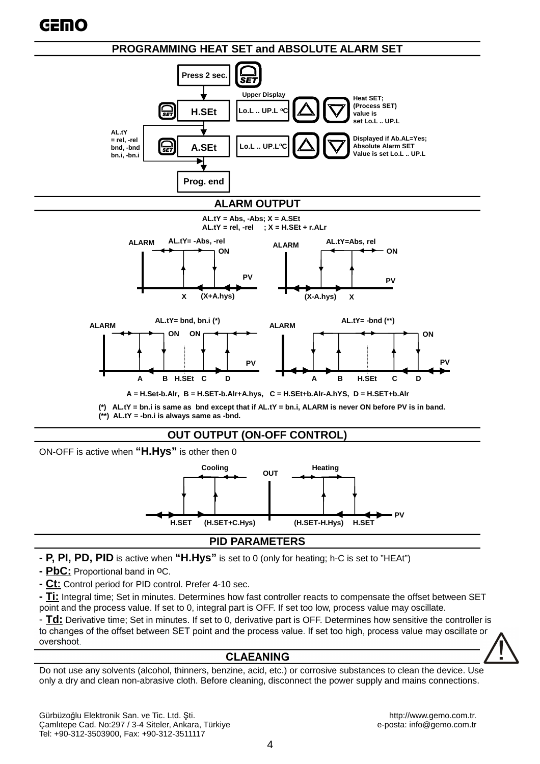## PROGRAMMING HEAT SET and ABSOLUTE ALARM SET

Press 2 sec.

Upper Display

H.SEt — Lo.L .. UP.L ºC — Heat SET; (Process SET) value is set Lo.L .. UP.L

AL.tY = rel, -rel bnd, -bnd bn.i, -bn.i

A.SEt — Lo.L .. UP.LºC — Displayed if Ab.AL=Yes; Absolute Alarm SET Value is set Lo.L .. UP.L

Prog. end

## ALARM OUTPUT

AL.tY = Abs, -Abs; X = A.SEt
AL.tY = rel, -rel ; X = H.SEt + r.ALr

ALARM AL.tY= -Abs, -rel ON PV X (X+A.hys)

ALARM AL.tY=Abs, rel ON PV (X-A.hys) X

ALARM AL.tY= bnd, bn.i (*) ON ON PV A B H.SEt C D

ALARM AL.tY= -bnd (**) ON PV A B H.SEt C D

A = H.Set-b.Alr, B = H.SET-b.Alr+A.hys, C = H.SEt+b.Alr-A.hYS, D = H.SET+b.Alr

(*) AL.tY = bn.i is same as bnd except that if AL.tY = bn.i, ALARM is never ON before PV is in band.
(**) AL.tY = -bn.i is always same as -bnd.

## OUT OUTPUT (ON-OFF CONTROL)

ON-OFF is active when **“H.Hys”** is other then 0

Cooling OUT Heating PV H.SET (H.SET+C.Hys) (H.SET-H.Hys) H.SET

## PID PARAMETERS

**- P, PI, PD, PID** is active when **“H.Hys”** is set to 0 (only for heating; h-C is set to ”HEAt”)

**- PbC:** Proportional band in ºC.

**- Ct:** Control period for PID control. Prefer 4-10 sec.

**- Ti:** Integral time; Set in minutes. Determines how fast controller reacts to compensate the offset between SET point and the process value. If set to 0, integral part is OFF. If set too low, process value may oscillate.

- **Td:** Derivative time; Set in minutes. If set to 0, derivative part is OFF. Determines how sensitive the controller is to changes of the offset between SET point and the process value. If set too high, process value may oscillate or overshoot.

## CLAEANING

Do not use any solvents (alcohol, thinners, benzine, acid, etc.) or corrosive substances to clean the device. Use only a dry and clean non-abrasive cloth. Before cleaning, disconnect the power supply and mains connections.

Gürbüzoğlu Elektronik San. ve Tic. Ltd. Şti.
Çamlıtepe Cad. No:297 / 3-4 Siteler, Ankara, Türkiye
Tel: +90-312-3503900, Fax: +90-312-3511117

http://www.gemo.com.tr.
e-posta: info@gemo.com.tr